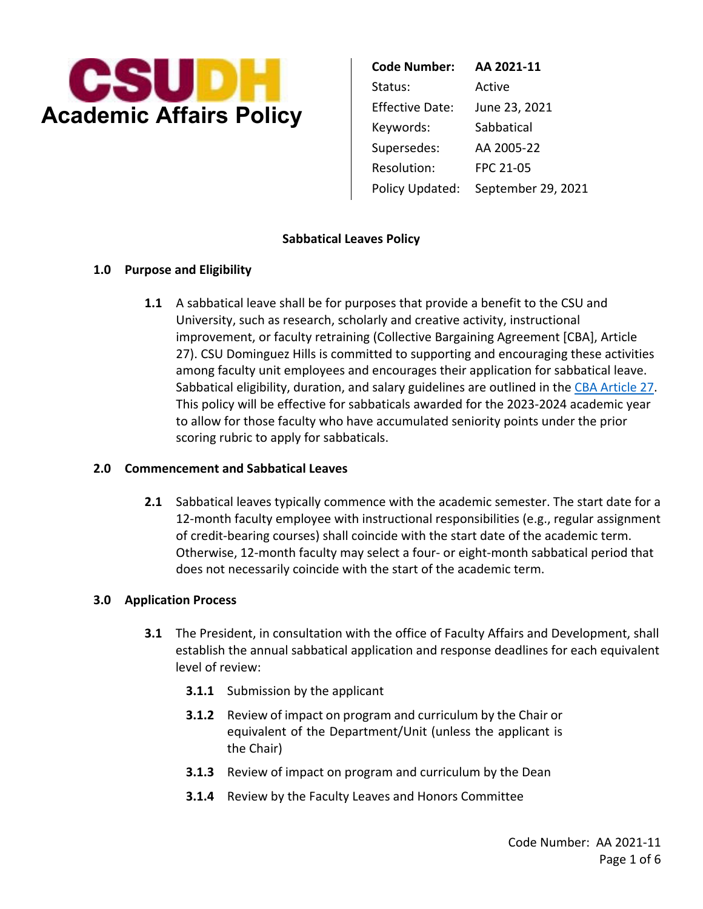**CSUDH**
**Academic Affairs Policy**

| | |
|---|---|
| **Code Number:** | **AA 2021-11** |
| Status: | Active |
| Effective Date: | June 23, 2021 |
| Keywords: | Sabbatical |
| Supersedes: | AA 2005-22 |
| Resolution: | FPC 21-05 |
| Policy Updated: | September 29, 2021 |

# Sabbatical Leaves Policy

## 1.0 Purpose and Eligibility

**1.1** A sabbatical leave shall be for purposes that provide a benefit to the CSU and University, such as research, scholarly and creative activity, instructional improvement, or faculty retraining (Collective Bargaining Agreement [CBA], Article 27). CSU Dominguez Hills is committed to supporting and encouraging these activities among faculty unit employees and encourages their application for sabbatical leave. Sabbatical eligibility, duration, and salary guidelines are outlined in the CBA Article 27. This policy will be effective for sabbaticals awarded for the 2023-2024 academic year to allow for those faculty who have accumulated seniority points under the prior scoring rubric to apply for sabbaticals.

## 2.0 Commencement and Sabbatical Leaves

**2.1** Sabbatical leaves typically commence with the academic semester. The start date for a 12-month faculty employee with instructional responsibilities (e.g., regular assignment of credit-bearing courses) shall coincide with the start date of the academic term. Otherwise, 12-month faculty may select a four- or eight-month sabbatical period that does not necessarily coincide with the start of the academic term.

## 3.0 Application Process

**3.1** The President, in consultation with the office of Faculty Affairs and Development, shall establish the annual sabbatical application and response deadlines for each equivalent level of review:

- **3.1.1** Submission by the applicant
- **3.1.2** Review of impact on program and curriculum by the Chair or equivalent of the Department/Unit (unless the applicant is the Chair)
- **3.1.3** Review of impact on program and curriculum by the Dean
- **3.1.4** Review by the Faculty Leaves and Honors Committee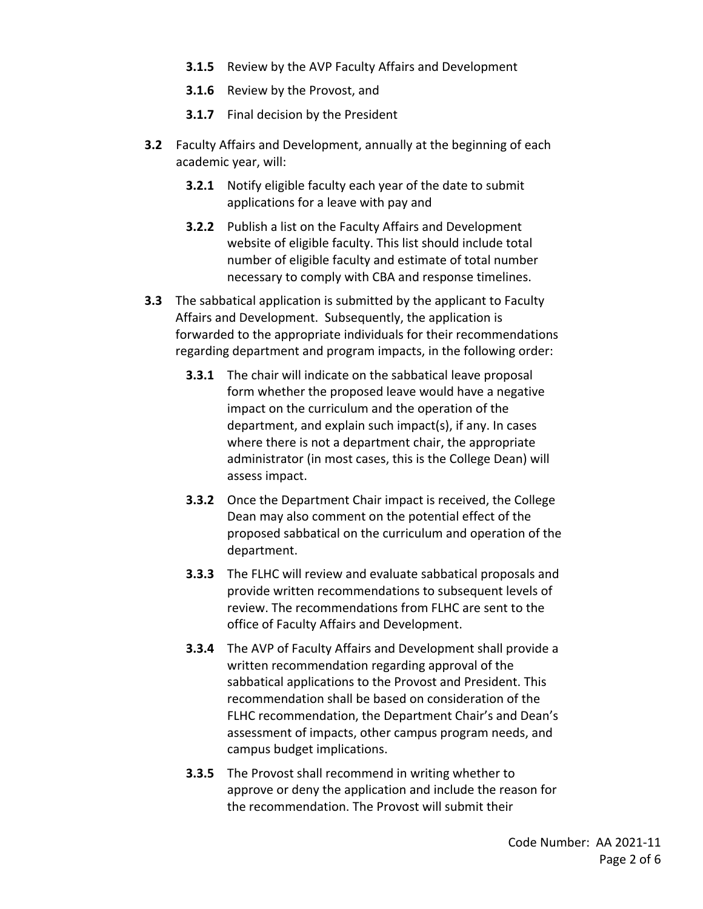- **3.1.5** Review by the AVP Faculty Affairs and Development
- **3.1.6** Review by the Provost, and
- **3.1.7** Final decision by the President

**3.2** Faculty Affairs and Development, annually at the beginning of each academic year, will:

- **3.2.1** Notify eligible faculty each year of the date to submit applications for a leave with pay and
- **3.2.2** Publish a list on the Faculty Affairs and Development website of eligible faculty. This list should include total number of eligible faculty and estimate of total number necessary to comply with CBA and response timelines.

**3.3** The sabbatical application is submitted by the applicant to Faculty Affairs and Development. Subsequently, the application is forwarded to the appropriate individuals for their recommendations regarding department and program impacts, in the following order:

- **3.3.1** The chair will indicate on the sabbatical leave proposal form whether the proposed leave would have a negative impact on the curriculum and the operation of the department, and explain such impact(s), if any. In cases where there is not a department chair, the appropriate administrator (in most cases, this is the College Dean) will assess impact.
- **3.3.2** Once the Department Chair impact is received, the College Dean may also comment on the potential effect of the proposed sabbatical on the curriculum and operation of the department.
- **3.3.3** The FLHC will review and evaluate sabbatical proposals and provide written recommendations to subsequent levels of review. The recommendations from FLHC are sent to the office of Faculty Affairs and Development.
- **3.3.4** The AVP of Faculty Affairs and Development shall provide a written recommendation regarding approval of the sabbatical applications to the Provost and President. This recommendation shall be based on consideration of the FLHC recommendation, the Department Chair's and Dean's assessment of impacts, other campus program needs, and campus budget implications.
- **3.3.5** The Provost shall recommend in writing whether to approve or deny the application and include the reason for the recommendation. The Provost will submit their

Code Number: AA 2021-11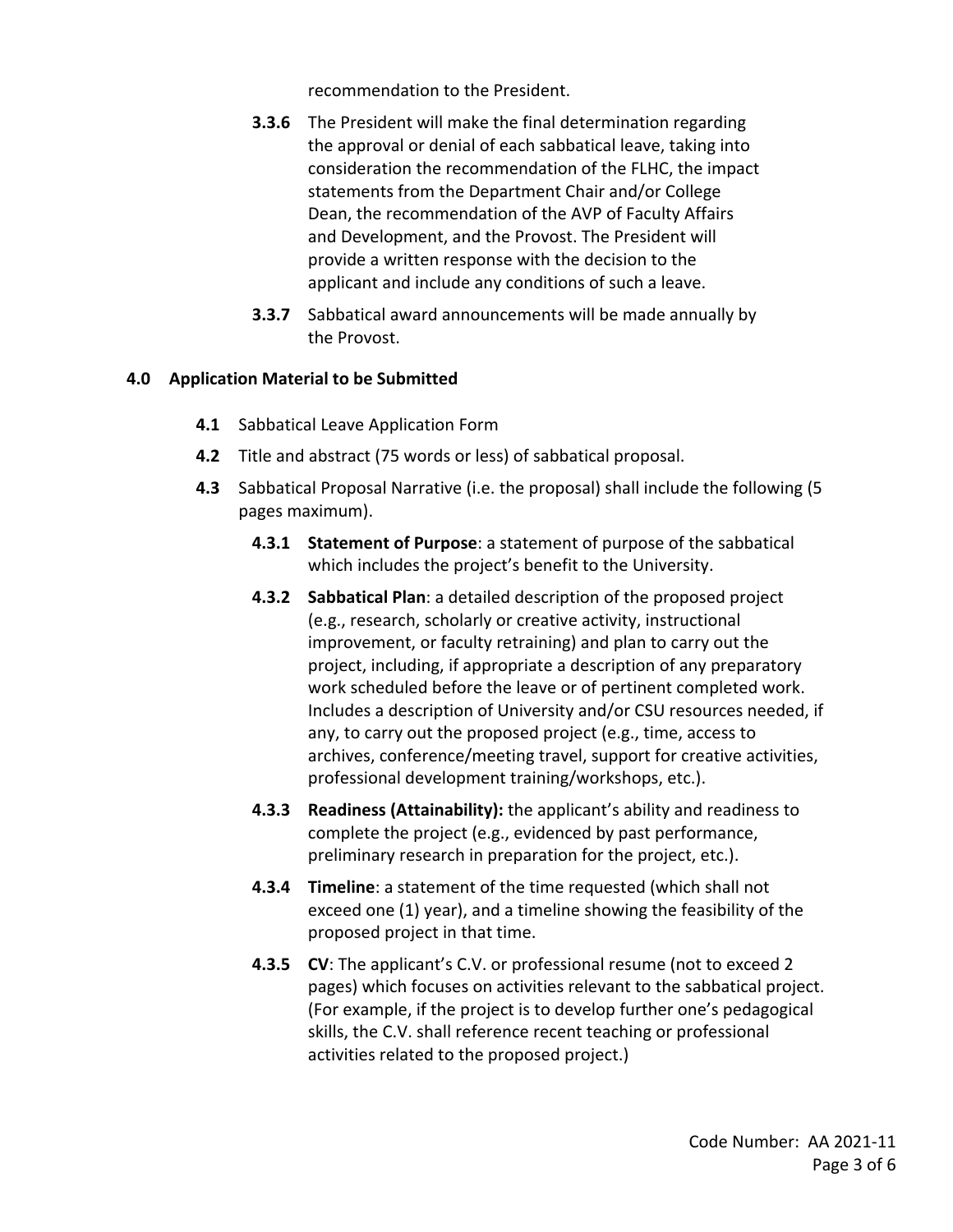recommendation to the President.

**3.3.6** The President will make the final determination regarding the approval or denial of each sabbatical leave, taking into consideration the recommendation of the FLHC, the impact statements from the Department Chair and/or College Dean, the recommendation of the AVP of Faculty Affairs and Development, and the Provost. The President will provide a written response with the decision to the applicant and include any conditions of such a leave.

**3.3.7** Sabbatical award announcements will be made annually by the Provost.

## 4.0 Application Material to be Submitted

**4.1** Sabbatical Leave Application Form

**4.2** Title and abstract (75 words or less) of sabbatical proposal.

**4.3** Sabbatical Proposal Narrative (i.e. the proposal) shall include the following (5 pages maximum).

**4.3.1** **Statement of Purpose**: a statement of purpose of the sabbatical which includes the project's benefit to the University.

**4.3.2** **Sabbatical Plan**: a detailed description of the proposed project (e.g., research, scholarly or creative activity, instructional improvement, or faculty retraining) and plan to carry out the project, including, if appropriate a description of any preparatory work scheduled before the leave or of pertinent completed work. Includes a description of University and/or CSU resources needed, if any, to carry out the proposed project (e.g., time, access to archives, conference/meeting travel, support for creative activities, professional development training/workshops, etc.).

**4.3.3** **Readiness (Attainability):** the applicant's ability and readiness to complete the project (e.g., evidenced by past performance, preliminary research in preparation for the project, etc.).

**4.3.4** **Timeline**: a statement of the time requested (which shall not exceed one (1) year), and a timeline showing the feasibility of the proposed project in that time.

**4.3.5** **CV**: The applicant's C.V. or professional resume (not to exceed 2 pages) which focuses on activities relevant to the sabbatical project. (For example, if the project is to develop further one's pedagogical skills, the C.V. shall reference recent teaching or professional activities related to the proposed project.)

Code Number: AA 2021-11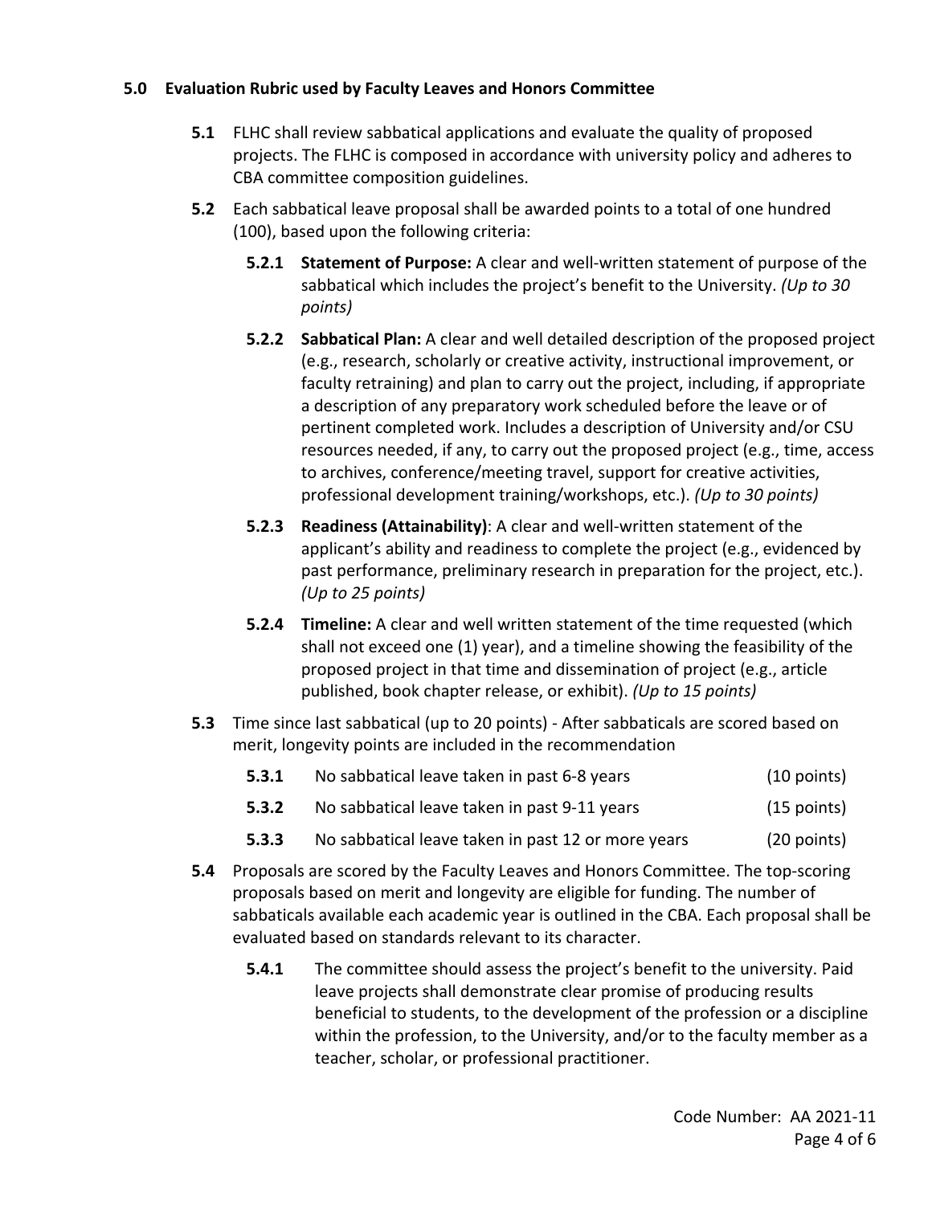## 5.0 Evaluation Rubric used by Faculty Leaves and Honors Committee

**5.1** FLHC shall review sabbatical applications and evaluate the quality of proposed projects. The FLHC is composed in accordance with university policy and adheres to CBA committee composition guidelines.

**5.2** Each sabbatical leave proposal shall be awarded points to a total of one hundred (100), based upon the following criteria:

**5.2.1** **Statement of Purpose:** A clear and well-written statement of purpose of the sabbatical which includes the project's benefit to the University. *(Up to 30 points)*

**5.2.2** **Sabbatical Plan:** A clear and well detailed description of the proposed project (e.g., research, scholarly or creative activity, instructional improvement, or faculty retraining) and plan to carry out the project, including, if appropriate a description of any preparatory work scheduled before the leave or of pertinent completed work. Includes a description of University and/or CSU resources needed, if any, to carry out the proposed project (e.g., time, access to archives, conference/meeting travel, support for creative activities, professional development training/workshops, etc.). *(Up to 30 points)*

**5.2.3** **Readiness (Attainability)**: A clear and well-written statement of the applicant's ability and readiness to complete the project (e.g., evidenced by past performance, preliminary research in preparation for the project, etc.). *(Up to 25 points)*

**5.2.4** **Timeline:** A clear and well written statement of the time requested (which shall not exceed one (1) year), and a timeline showing the feasibility of the proposed project in that time and dissemination of project (e.g., article published, book chapter release, or exhibit). *(Up to 15 points)*

**5.3** Time since last sabbatical (up to 20 points) - After sabbaticals are scored based on merit, longevity points are included in the recommendation

| | | |
|---|---|---|
| **5.3.1** | No sabbatical leave taken in past 6-8 years | (10 points) |
| **5.3.2** | No sabbatical leave taken in past 9-11 years | (15 points) |
| **5.3.3** | No sabbatical leave taken in past 12 or more years | (20 points) |

**5.4** Proposals are scored by the Faculty Leaves and Honors Committee. The top-scoring proposals based on merit and longevity are eligible for funding. The number of sabbaticals available each academic year is outlined in the CBA. Each proposal shall be evaluated based on standards relevant to its character.

**5.4.1** The committee should assess the project's benefit to the university. Paid leave projects shall demonstrate clear promise of producing results beneficial to students, to the development of the profession or a discipline within the profession, to the University, and/or to the faculty member as a teacher, scholar, or professional practitioner.

Code Number: AA 2021-11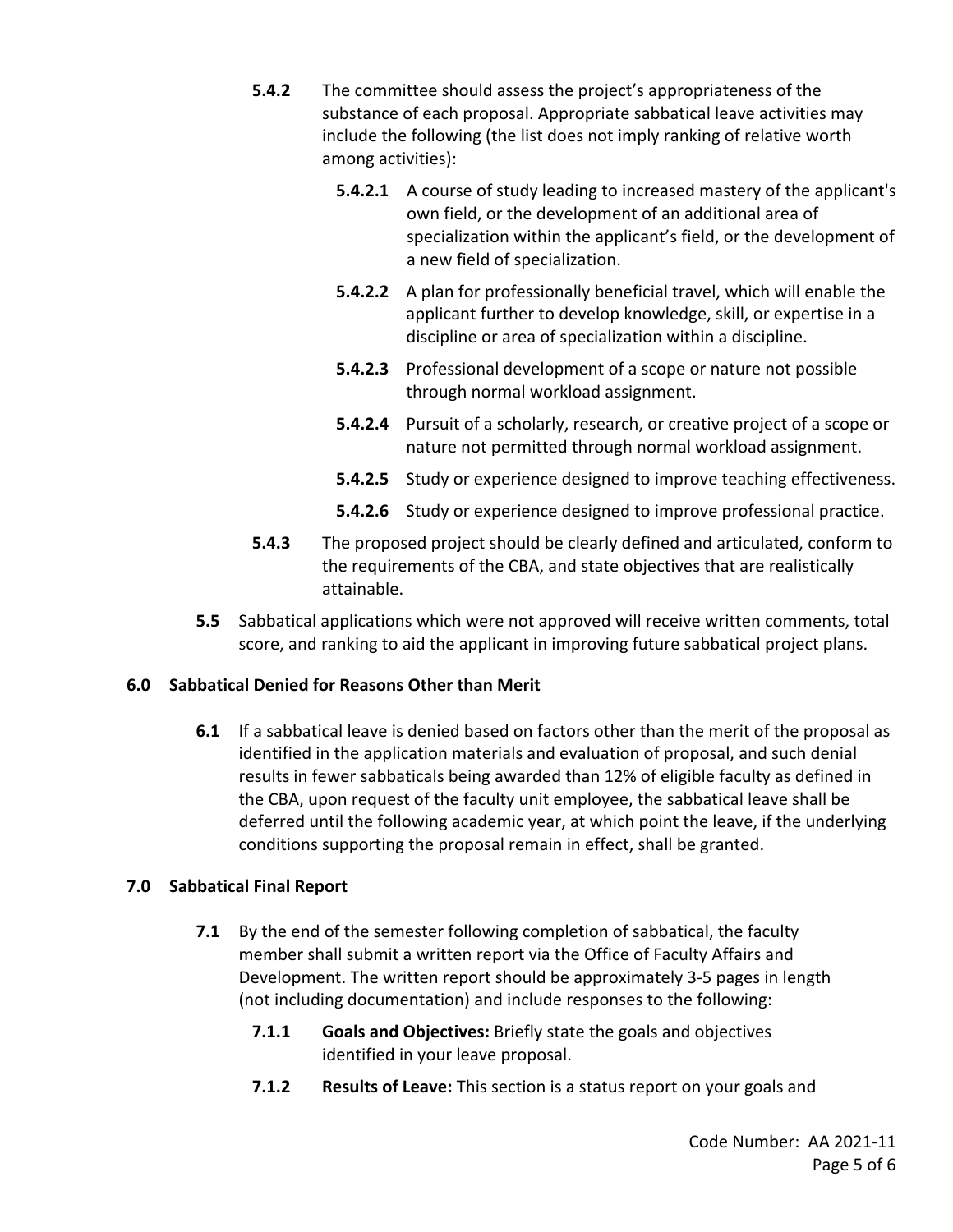**5.4.2** The committee should assess the project's appropriateness of the substance of each proposal. Appropriate sabbatical leave activities may include the following (the list does not imply ranking of relative worth among activities):

**5.4.2.1** A course of study leading to increased mastery of the applicant's own field, or the development of an additional area of specialization within the applicant's field, or the development of a new field of specialization.

**5.4.2.2** A plan for professionally beneficial travel, which will enable the applicant further to develop knowledge, skill, or expertise in a discipline or area of specialization within a discipline.

**5.4.2.3** Professional development of a scope or nature not possible through normal workload assignment.

**5.4.2.4** Pursuit of a scholarly, research, or creative project of a scope or nature not permitted through normal workload assignment.

**5.4.2.5** Study or experience designed to improve teaching effectiveness.

**5.4.2.6** Study or experience designed to improve professional practice.

**5.4.3** The proposed project should be clearly defined and articulated, conform to the requirements of the CBA, and state objectives that are realistically attainable.

**5.5** Sabbatical applications which were not approved will receive written comments, total score, and ranking to aid the applicant in improving future sabbatical project plans.

## 6.0 Sabbatical Denied for Reasons Other than Merit

**6.1** If a sabbatical leave is denied based on factors other than the merit of the proposal as identified in the application materials and evaluation of proposal, and such denial results in fewer sabbaticals being awarded than 12% of eligible faculty as defined in the CBA, upon request of the faculty unit employee, the sabbatical leave shall be deferred until the following academic year, at which point the leave, if the underlying conditions supporting the proposal remain in effect, shall be granted.

## 7.0 Sabbatical Final Report

**7.1** By the end of the semester following completion of sabbatical, the faculty member shall submit a written report via the Office of Faculty Affairs and Development. The written report should be approximately 3-5 pages in length (not including documentation) and include responses to the following:

**7.1.1** **Goals and Objectives:** Briefly state the goals and objectives identified in your leave proposal.

**7.1.2** **Results of Leave:** This section is a status report on your goals and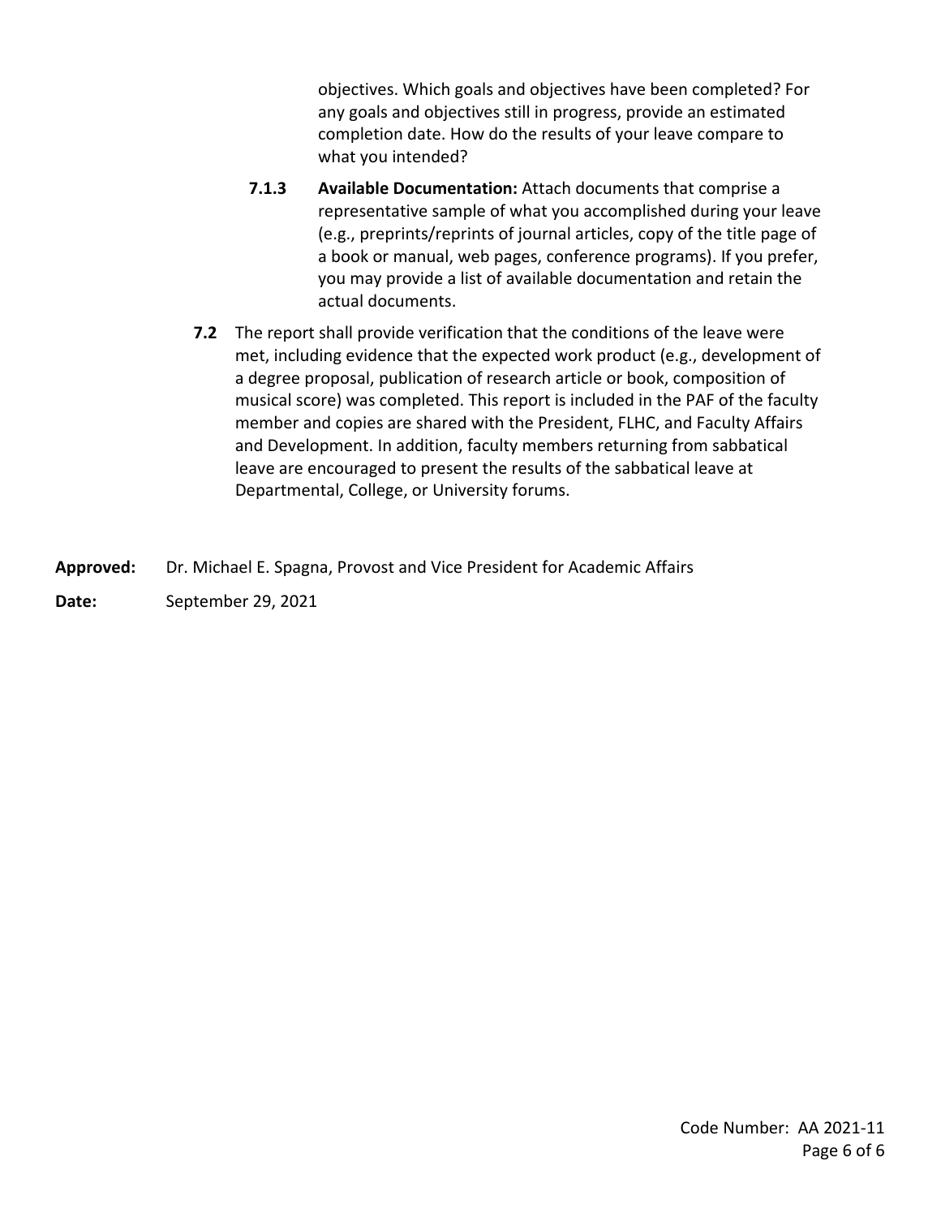objectives. Which goals and objectives have been completed? For any goals and objectives still in progress, provide an estimated completion date. How do the results of your leave compare to what you intended?

**7.1.3 Available Documentation:** Attach documents that comprise a representative sample of what you accomplished during your leave (e.g., preprints/reprints of journal articles, copy of the title page of a book or manual, web pages, conference programs). If you prefer, you may provide a list of available documentation and retain the actual documents.

**7.2** The report shall provide verification that the conditions of the leave were met, including evidence that the expected work product (e.g., development of a degree proposal, publication of research article or book, composition of musical score) was completed. This report is included in the PAF of the faculty member and copies are shared with the President, FLHC, and Faculty Affairs and Development. In addition, faculty members returning from sabbatical leave are encouraged to present the results of the sabbatical leave at Departmental, College, or University forums.

**Approved:** Dr. Michael E. Spagna, Provost and Vice President for Academic Affairs

**Date:** September 29, 2021

Code Number: AA 2021-11